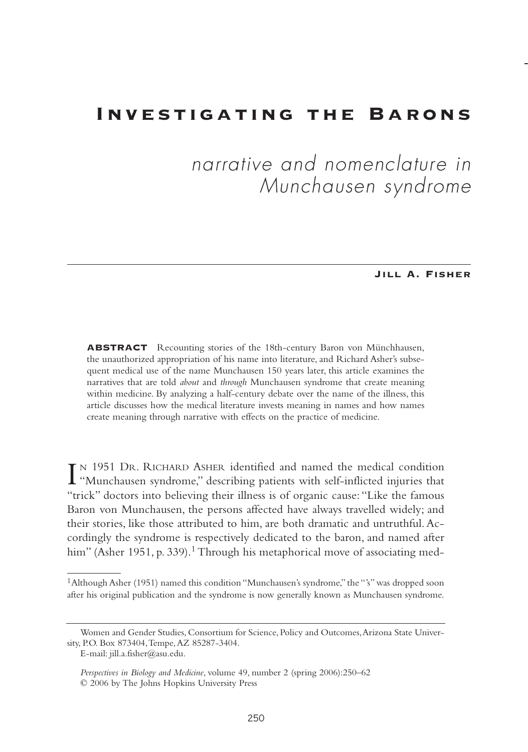# Investigating the Barons

## narrative and nomenclature in Munchausen syndrome

**Jill A. Fisher**

**ABSTRACT** Recounting stories of the 18th-century Baron von Münchhausen, the unauthorized appropriation of his name into literature, and Richard Asher's subsequent medical use of the name Munchausen 150 years later, this article examines the narratives that are told *about* and *through* Munchausen syndrome that create meaning within medicine. By analyzing a half-century debate over the name of the illness, this article discusses how the medical literature invests meaning in names and how names create meaning through narrative with effects on the practice of medicine.

In 1951 Dr. Richard Asher identified and named the medical condition "Munchausen syndrome," describing patients with self-inflicted injuries that "trick" doctors into believing their illness is of organic cause: "Like the famous Baron von Munchausen, the persons affected have always travelled widely; and their stories, like those attributed to him, are both dramatic and untruthful. Accordingly the syndrome is respectively dedicated to the baron, and named after him" (Asher 1951, p. 339).[1] Through his metaphorical move of associating med-

[1] Although Asher (1951) named this condition "Munchausen's syndrome," the "'s" was dropped soon after his original publication and the syndrome is now generally known as Munchausen syndrome.

Women and Gender Studies, Consortium for Science, Policy and Outcomes, Arizona State University, P.O. Box 873404, Tempe, AZ 85287-3404.
E-mail: jill.a.fisher@asu.edu.

*Perspectives in Biology and Medicine*, volume 49, number 2 (spring 2006):250–62
© 2006 by The Johns Hopkins University Press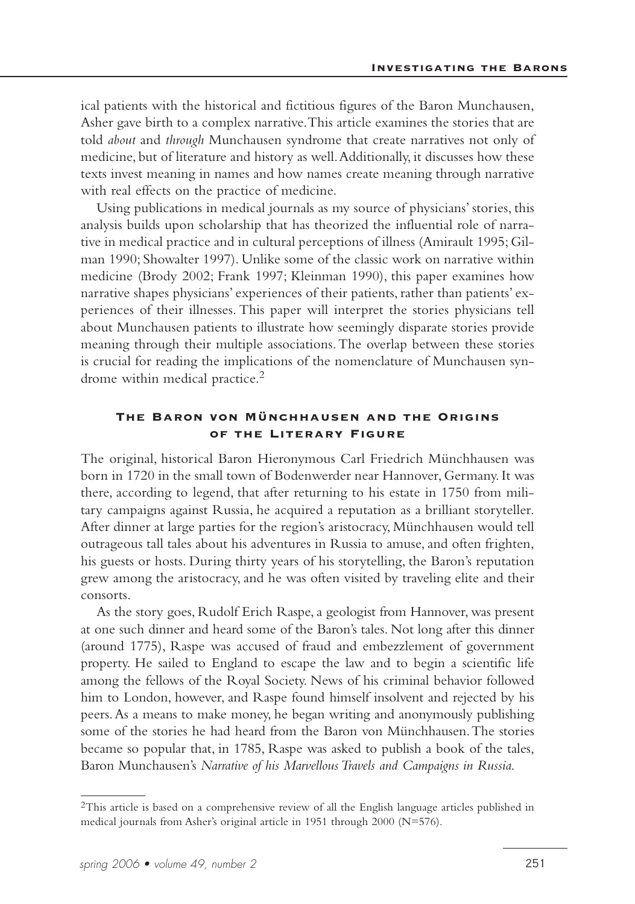ical patients with the historical and fictitious figures of the Baron Munchausen, Asher gave birth to a complex narrative. This article examines the stories that are told *about* and *through* Munchausen syndrome that create narratives not only of medicine, but of literature and history as well. Additionally, it discusses how these texts invest meaning in names and how names create meaning through narrative with real effects on the practice of medicine.

Using publications in medical journals as my source of physicians' stories, this analysis builds upon scholarship that has theorized the influential role of narrative in medical practice and in cultural perceptions of illness (Amirault 1995; Gilman 1990; Showalter 1997). Unlike some of the classic work on narrative within medicine (Brody 2002; Frank 1997; Kleinman 1990), this paper examines how narrative shapes physicians' experiences of their patients, rather than patients' experiences of their illnesses. This paper will interpret the stories physicians tell about Munchausen patients to illustrate how seemingly disparate stories provide meaning through their multiple associations. The overlap between these stories is crucial for reading the implications of the nomenclature of Munchausen syndrome within medical practice.[2]

## The Baron von Münchhausen and the Origins of the Literary Figure

The original, historical Baron Hieronymous Carl Friedrich Münchhausen was born in 1720 in the small town of Bodenwerder near Hannover, Germany. It was there, according to legend, that after returning to his estate in 1750 from military campaigns against Russia, he acquired a reputation as a brilliant storyteller. After dinner at large parties for the region's aristocracy, Münchhausen would tell outrageous tall tales about his adventures in Russia to amuse, and often frighten, his guests or hosts. During thirty years of his storytelling, the Baron's reputation grew among the aristocracy, and he was often visited by traveling elite and their consorts.

As the story goes, Rudolf Erich Raspe, a geologist from Hannover, was present at one such dinner and heard some of the Baron's tales. Not long after this dinner (around 1775), Raspe was accused of fraud and embezzlement of government property. He sailed to England to escape the law and to begin a scientific life among the fellows of the Royal Society. News of his criminal behavior followed him to London, however, and Raspe found himself insolvent and rejected by his peers. As a means to make money, he began writing and anonymously publishing some of the stories he had heard from the Baron von Münchhausen. The stories became so popular that, in 1785, Raspe was asked to publish a book of the tales, Baron Munchausen's *Narrative of his Marvellous Travels and Campaigns in Russia.*

---

[2] This article is based on a comprehensive review of all the English language articles published in medical journals from Asher's original article in 1951 through 2000 (N=576).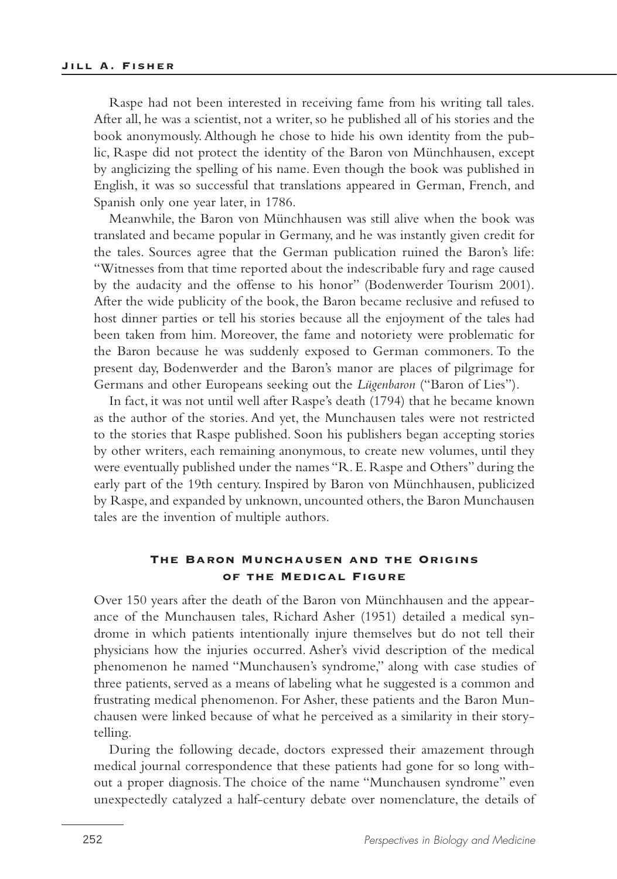Raspe had not been interested in receiving fame from his writing tall tales. After all, he was a scientist, not a writer, so he published all of his stories and the book anonymously. Although he chose to hide his own identity from the public, Raspe did not protect the identity of the Baron von Münchhausen, except by anglicizing the spelling of his name. Even though the book was published in English, it was so successful that translations appeared in German, French, and Spanish only one year later, in 1786.

Meanwhile, the Baron von Münchhausen was still alive when the book was translated and became popular in Germany, and he was instantly given credit for the tales. Sources agree that the German publication ruined the Baron's life: "Witnesses from that time reported about the indescribable fury and rage caused by the audacity and the offense to his honor" (Bodenwerder Tourism 2001). After the wide publicity of the book, the Baron became reclusive and refused to host dinner parties or tell his stories because all the enjoyment of the tales had been taken from him. Moreover, the fame and notoriety were problematic for the Baron because he was suddenly exposed to German commoners. To the present day, Bodenwerder and the Baron's manor are places of pilgrimage for Germans and other Europeans seeking out the *Lügenbaron* ("Baron of Lies").

In fact, it was not until well after Raspe's death (1794) that he became known as the author of the stories. And yet, the Munchausen tales were not restricted to the stories that Raspe published. Soon his publishers began accepting stories by other writers, each remaining anonymous, to create new volumes, until they were eventually published under the names "R. E. Raspe and Others" during the early part of the 19th century. Inspired by Baron von Münchhausen, publicized by Raspe, and expanded by unknown, uncounted others, the Baron Munchausen tales are the invention of multiple authors.

## The Baron Munchausen and the Origins of the Medical Figure

Over 150 years after the death of the Baron von Münchhausen and the appearance of the Munchausen tales, Richard Asher (1951) detailed a medical syndrome in which patients intentionally injure themselves but do not tell their physicians how the injuries occurred. Asher's vivid description of the medical phenomenon he named "Munchausen's syndrome," along with case studies of three patients, served as a means of labeling what he suggested is a common and frustrating medical phenomenon. For Asher, these patients and the Baron Munchausen were linked because of what he perceived as a similarity in their storytelling.

During the following decade, doctors expressed their amazement through medical journal correspondence that these patients had gone for so long without a proper diagnosis. The choice of the name "Munchausen syndrome" even unexpectedly catalyzed a half-century debate over nomenclature, the details of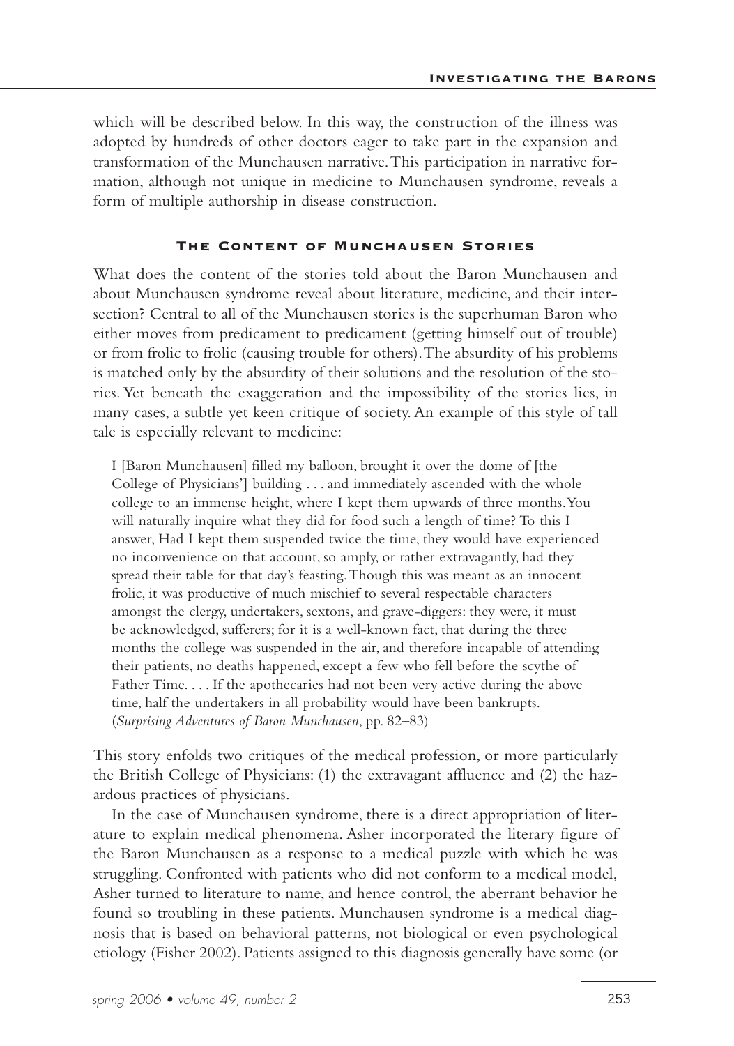which will be described below. In this way, the construction of the illness was adopted by hundreds of other doctors eager to take part in the expansion and transformation of the Munchausen narrative. This participation in narrative formation, although not unique in medicine to Munchausen syndrome, reveals a form of multiple authorship in disease construction.

## The Content of Munchausen Stories

What does the content of the stories told about the Baron Munchausen and about Munchausen syndrome reveal about literature, medicine, and their intersection? Central to all of the Munchausen stories is the superhuman Baron who either moves from predicament to predicament (getting himself out of trouble) or from frolic to frolic (causing trouble for others). The absurdity of his problems is matched only by the absurdity of their solutions and the resolution of the stories. Yet beneath the exaggeration and the impossibility of the stories lies, in many cases, a subtle yet keen critique of society. An example of this style of tall tale is especially relevant to medicine:

> I [Baron Munchausen] filled my balloon, brought it over the dome of [the College of Physicians'] building . . . and immediately ascended with the whole college to an immense height, where I kept them upwards of three months. You will naturally inquire what they did for food such a length of time? To this I answer, Had I kept them suspended twice the time, they would have experienced no inconvenience on that account, so amply, or rather extravagantly, had they spread their table for that day's feasting. Though this was meant as an innocent frolic, it was productive of much mischief to several respectable characters amongst the clergy, undertakers, sextons, and grave-diggers: they were, it must be acknowledged, sufferers; for it is a well-known fact, that during the three months the college was suspended in the air, and therefore incapable of attending their patients, no deaths happened, except a few who fell before the scythe of Father Time. . . . If the apothecaries had not been very active during the above time, half the undertakers in all probability would have been bankrupts. (*Surprising Adventures of Baron Munchausen*, pp. 82–83)

This story enfolds two critiques of the medical profession, or more particularly the British College of Physicians: (1) the extravagant affluence and (2) the hazardous practices of physicians.

In the case of Munchausen syndrome, there is a direct appropriation of literature to explain medical phenomena. Asher incorporated the literary figure of the Baron Munchausen as a response to a medical puzzle with which he was struggling. Confronted with patients who did not conform to a medical model, Asher turned to literature to name, and hence control, the aberrant behavior he found so troubling in these patients. Munchausen syndrome is a medical diagnosis that is based on behavioral patterns, not biological or even psychological etiology (Fisher 2002). Patients assigned to this diagnosis generally have some (or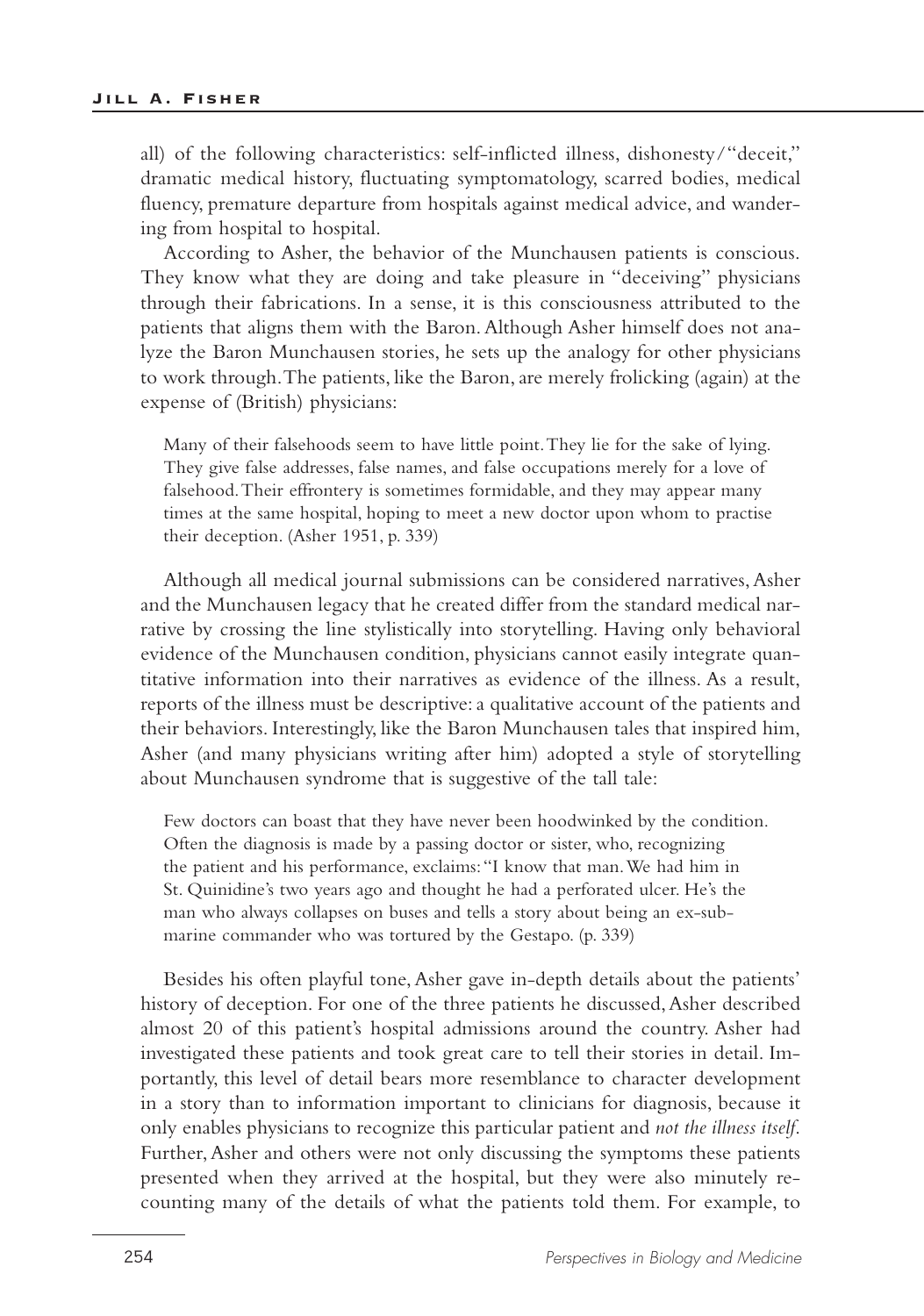all) of the following characteristics: self-inflicted illness, dishonesty/"deceit," dramatic medical history, fluctuating symptomatology, scarred bodies, medical fluency, premature departure from hospitals against medical advice, and wandering from hospital to hospital.

According to Asher, the behavior of the Munchausen patients is conscious. They know what they are doing and take pleasure in "deceiving" physicians through their fabrications. In a sense, it is this consciousness attributed to the patients that aligns them with the Baron. Although Asher himself does not analyze the Baron Munchausen stories, he sets up the analogy for other physicians to work through. The patients, like the Baron, are merely frolicking (again) at the expense of (British) physicians:

> Many of their falsehoods seem to have little point. They lie for the sake of lying. They give false addresses, false names, and false occupations merely for a love of falsehood. Their effrontery is sometimes formidable, and they may appear many times at the same hospital, hoping to meet a new doctor upon whom to practise their deception. (Asher 1951, p. 339)

Although all medical journal submissions can be considered narratives, Asher and the Munchausen legacy that he created differ from the standard medical narrative by crossing the line stylistically into storytelling. Having only behavioral evidence of the Munchausen condition, physicians cannot easily integrate quantitative information into their narratives as evidence of the illness. As a result, reports of the illness must be descriptive: a qualitative account of the patients and their behaviors. Interestingly, like the Baron Munchausen tales that inspired him, Asher (and many physicians writing after him) adopted a style of storytelling about Munchausen syndrome that is suggestive of the tall tale:

> Few doctors can boast that they have never been hoodwinked by the condition. Often the diagnosis is made by a passing doctor or sister, who, recognizing the patient and his performance, exclaims: "I know that man. We had him in St. Quinidine's two years ago and thought he had a perforated ulcer. He's the man who always collapses on buses and tells a story about being an ex-submarine commander who was tortured by the Gestapo. (p. 339)

Besides his often playful tone, Asher gave in-depth details about the patients' history of deception. For one of the three patients he discussed, Asher described almost 20 of this patient's hospital admissions around the country. Asher had investigated these patients and took great care to tell their stories in detail. Importantly, this level of detail bears more resemblance to character development in a story than to information important to clinicians for diagnosis, because it only enables physicians to recognize this particular patient and *not the illness itself*. Further, Asher and others were not only discussing the symptoms these patients presented when they arrived at the hospital, but they were also minutely recounting many of the details of what the patients told them. For example, to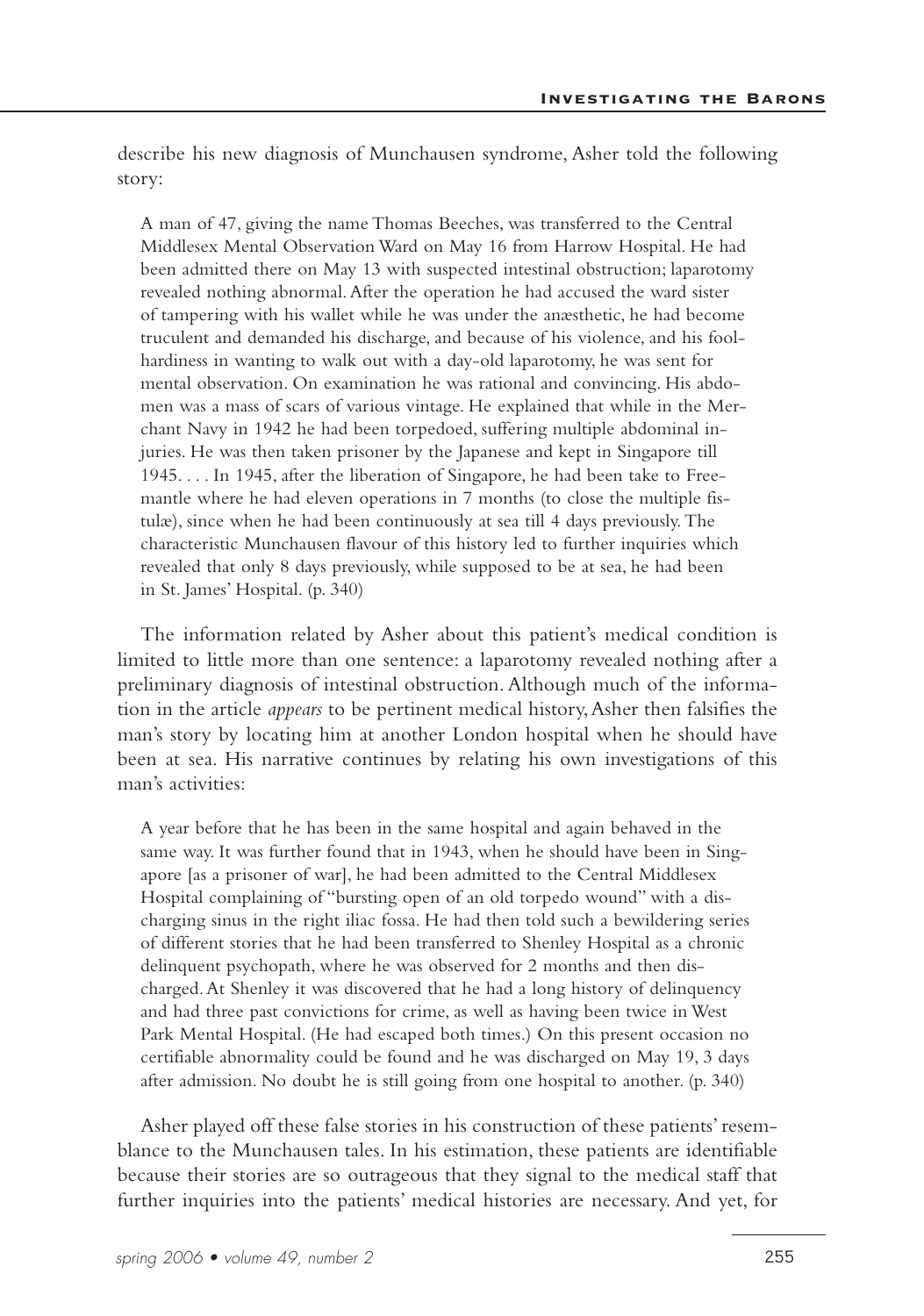describe his new diagnosis of Munchausen syndrome, Asher told the following story:

> A man of 47, giving the name Thomas Beeches, was transferred to the Central Middlesex Mental Observation Ward on May 16 from Harrow Hospital. He had been admitted there on May 13 with suspected intestinal obstruction; laparotomy revealed nothing abnormal. After the operation he had accused the ward sister of tampering with his wallet while he was under the anæsthetic, he had become truculent and demanded his discharge, and because of his violence, and his foolhardiness in wanting to walk out with a day-old laparotomy, he was sent for mental observation. On examination he was rational and convincing. His abdomen was a mass of scars of various vintage. He explained that while in the Merchant Navy in 1942 he had been torpedoed, suffering multiple abdominal injuries. He was then taken prisoner by the Japanese and kept in Singapore till 1945. . . . In 1945, after the liberation of Singapore, he had been take to Freemantle where he had eleven operations in 7 months (to close the multiple fistulæ), since when he had been continuously at sea till 4 days previously. The characteristic Munchausen flavour of this history led to further inquiries which revealed that only 8 days previously, while supposed to be at sea, he had been in St. James' Hospital. (p. 340)

The information related by Asher about this patient's medical condition is limited to little more than one sentence: a laparotomy revealed nothing after a preliminary diagnosis of intestinal obstruction. Although much of the information in the article *appears* to be pertinent medical history, Asher then falsifies the man's story by locating him at another London hospital when he should have been at sea. His narrative continues by relating his own investigations of this man's activities:

> A year before that he has been in the same hospital and again behaved in the same way. It was further found that in 1943, when he should have been in Singapore [as a prisoner of war], he had been admitted to the Central Middlesex Hospital complaining of "bursting open of an old torpedo wound" with a discharging sinus in the right iliac fossa. He had then told such a bewildering series of different stories that he had been transferred to Shenley Hospital as a chronic delinquent psychopath, where he was observed for 2 months and then discharged. At Shenley it was discovered that he had a long history of delinquency and had three past convictions for crime, as well as having been twice in West Park Mental Hospital. (He had escaped both times.) On this present occasion no certifiable abnormality could be found and he was discharged on May 19, 3 days after admission. No doubt he is still going from one hospital to another. (p. 340)

Asher played off these false stories in his construction of these patients' resemblance to the Munchausen tales. In his estimation, these patients are identifiable because their stories are so outrageous that they signal to the medical staff that further inquiries into the patients' medical histories are necessary. And yet, for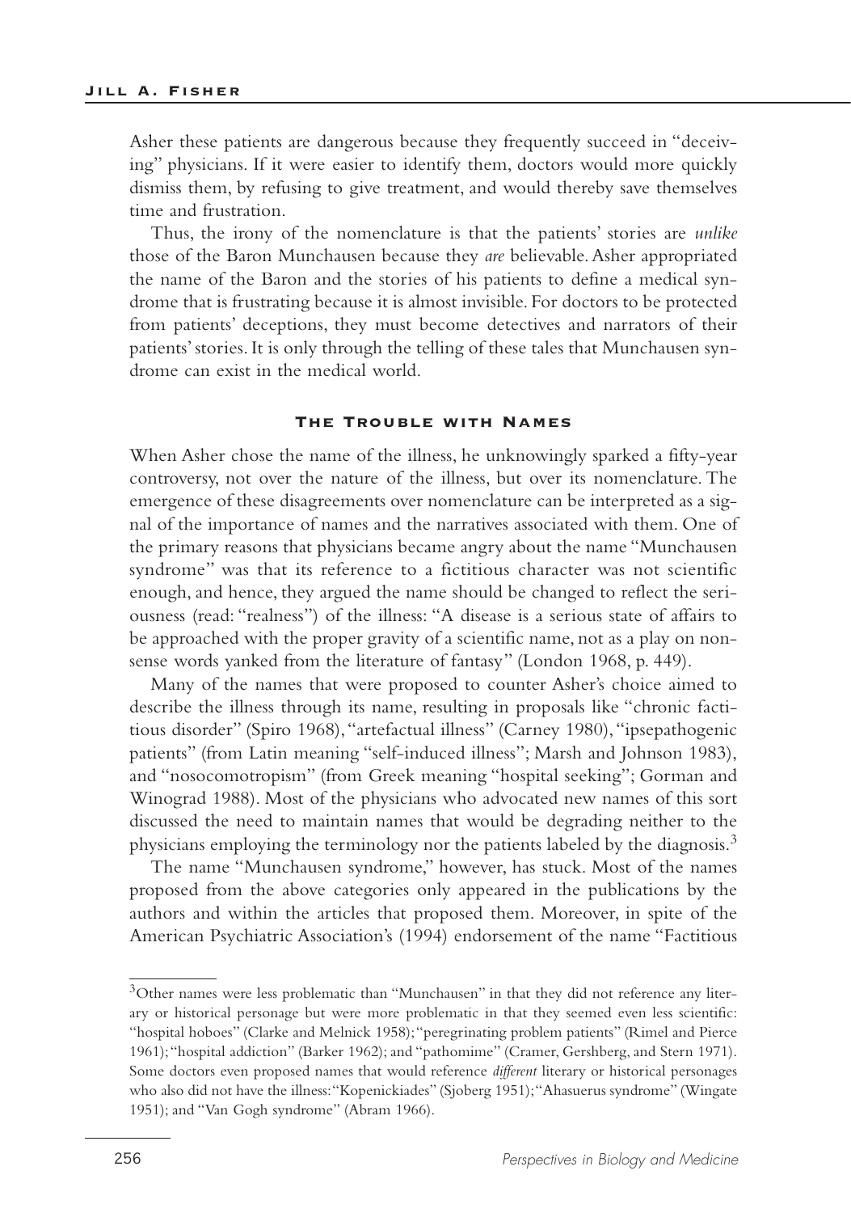Asher these patients are dangerous because they frequently succeed in "deceiving" physicians. If it were easier to identify them, doctors would more quickly dismiss them, by refusing to give treatment, and would thereby save themselves time and frustration.

Thus, the irony of the nomenclature is that the patients' stories are *unlike* those of the Baron Munchausen because they *are* believable. Asher appropriated the name of the Baron and the stories of his patients to define a medical syndrome that is frustrating because it is almost invisible. For doctors to be protected from patients' deceptions, they must become detectives and narrators of their patients' stories. It is only through the telling of these tales that Munchausen syndrome can exist in the medical world.

## The Trouble with Names

When Asher chose the name of the illness, he unknowingly sparked a fifty-year controversy, not over the nature of the illness, but over its nomenclature. The emergence of these disagreements over nomenclature can be interpreted as a signal of the importance of names and the narratives associated with them. One of the primary reasons that physicians became angry about the name "Munchausen syndrome" was that its reference to a fictitious character was not scientific enough, and hence, they argued the name should be changed to reflect the seriousness (read: "realness") of the illness: "A disease is a serious state of affairs to be approached with the proper gravity of a scientific name, not as a play on nonsense words yanked from the literature of fantasy" (London 1968, p. 449).

Many of the names that were proposed to counter Asher's choice aimed to describe the illness through its name, resulting in proposals like "chronic factitious disorder" (Spiro 1968), "artefactual illness" (Carney 1980), "ipsepathogenic patients" (from Latin meaning "self-induced illness"; Marsh and Johnson 1983), and "nosocomotropism" (from Greek meaning "hospital seeking"; Gorman and Winograd 1988). Most of the physicians who advocated new names of this sort discussed the need to maintain names that would be degrading neither to the physicians employing the terminology nor the patients labeled by the diagnosis.[3]

The name "Munchausen syndrome," however, has stuck. Most of the names proposed from the above categories only appeared in the publications by the authors and within the articles that proposed them. Moreover, in spite of the American Psychiatric Association's (1994) endorsement of the name "Factitious

---

[3]Other names were less problematic than "Munchausen" in that they did not reference any literary or historical personage but were more problematic in that they seemed even less scientific: "hospital hoboes" (Clarke and Melnick 1958); "peregrinating problem patients" (Rimel and Pierce 1961); "hospital addiction" (Barker 1962); and "pathomime" (Cramer, Gershberg, and Stern 1971). Some doctors even proposed names that would reference *different* literary or historical personages who also did not have the illness: "Kopenickiades" (Sjoberg 1951); "Ahasuerus syndrome" (Wingate 1951); and "Van Gogh syndrome" (Abram 1966).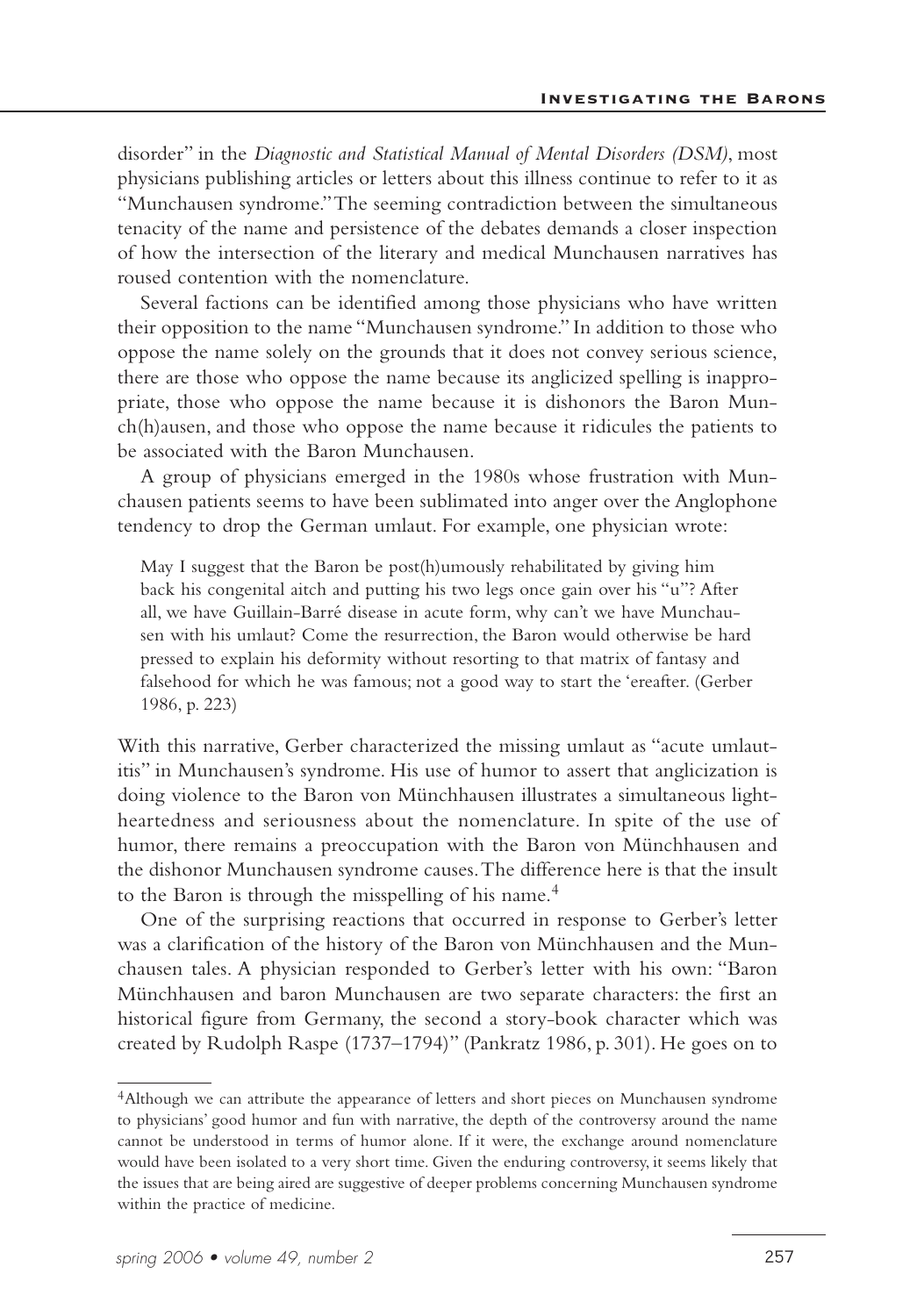disorder" in the *Diagnostic and Statistical Manual of Mental Disorders (DSM)*, most physicians publishing articles or letters about this illness continue to refer to it as "Munchausen syndrome." The seeming contradiction between the simultaneous tenacity of the name and persistence of the debates demands a closer inspection of how the intersection of the literary and medical Munchausen narratives has roused contention with the nomenclature.

Several factions can be identified among those physicians who have written their opposition to the name "Munchausen syndrome." In addition to those who oppose the name solely on the grounds that it does not convey serious science, there are those who oppose the name because its anglicized spelling is inappropriate, those who oppose the name because it is dishonors the Baron Munch(h)ausen, and those who oppose the name because it ridicules the patients to be associated with the Baron Munchausen.

A group of physicians emerged in the 1980s whose frustration with Munchausen patients seems to have been sublimated into anger over the Anglophone tendency to drop the German umlaut. For example, one physician wrote:

> May I suggest that the Baron be post(h)umously rehabilitated by giving him back his congenital aitch and putting his two legs once gain over his "u"? After all, we have Guillain-Barré disease in acute form, why can't we have Munchausen with his umlaut? Come the resurrection, the Baron would otherwise be hard pressed to explain his deformity without resorting to that matrix of fantasy and falsehood for which he was famous; not a good way to start the 'ereafter. (Gerber 1986, p. 223)

With this narrative, Gerber characterized the missing umlaut as "acute umlautitis" in Munchausen's syndrome. His use of humor to assert that anglicization is doing violence to the Baron von Münchhausen illustrates a simultaneous lightheartedness and seriousness about the nomenclature. In spite of the use of humor, there remains a preoccupation with the Baron von Münchhausen and the dishonor Munchausen syndrome causes. The difference here is that the insult to the Baron is through the misspelling of his name.[4]

One of the surprising reactions that occurred in response to Gerber's letter was a clarification of the history of the Baron von Münchhausen and the Munchausen tales. A physician responded to Gerber's letter with his own: "Baron Münchhausen and baron Munchausen are two separate characters: the first an historical figure from Germany, the second a story-book character which was created by Rudolph Raspe (1737–1794)" (Pankratz 1986, p. 301). He goes on to

[4]Although we can attribute the appearance of letters and short pieces on Munchausen syndrome to physicians' good humor and fun with narrative, the depth of the controversy around the name cannot be understood in terms of humor alone. If it were, the exchange around nomenclature would have been isolated to a very short time. Given the enduring controversy, it seems likely that the issues that are being aired are suggestive of deeper problems concerning Munchausen syndrome within the practice of medicine.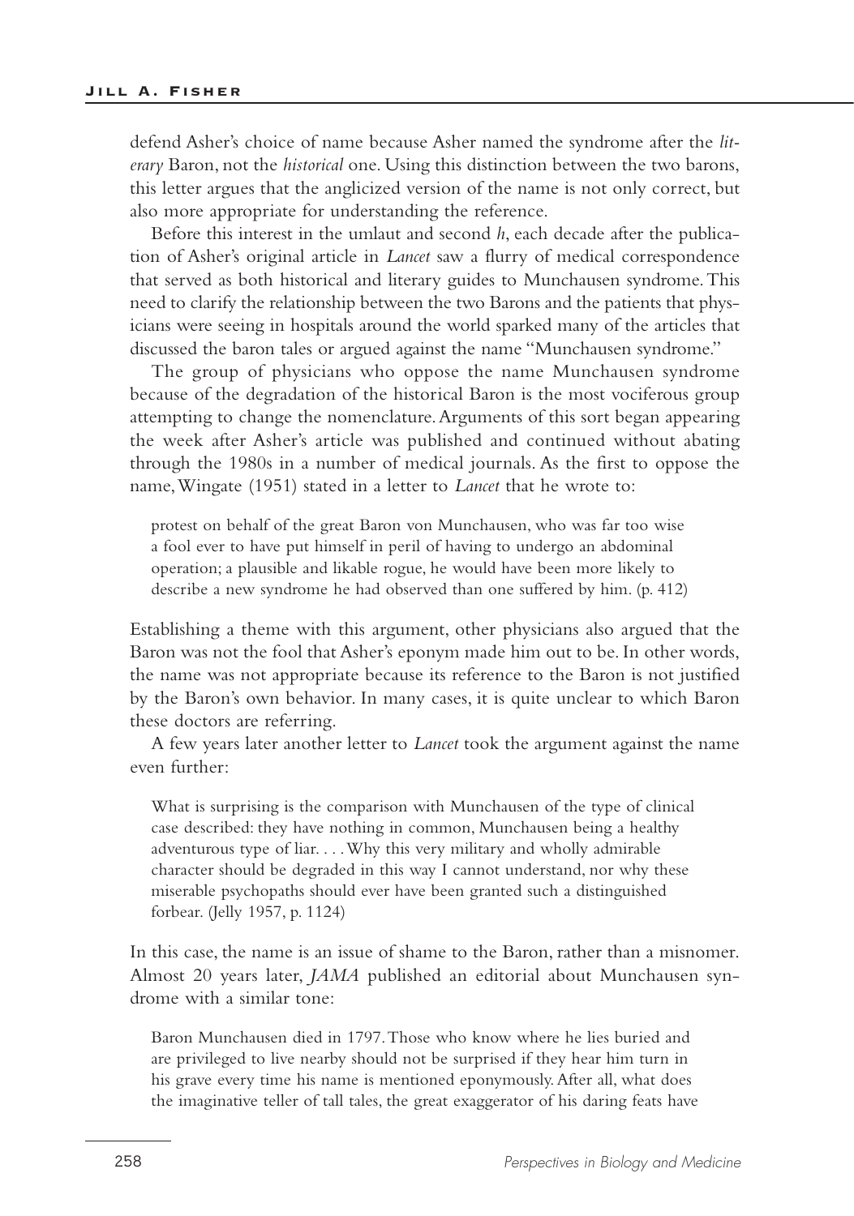defend Asher's choice of name because Asher named the syndrome after the *literary* Baron, not the *historical* one. Using this distinction between the two barons, this letter argues that the anglicized version of the name is not only correct, but also more appropriate for understanding the reference.

Before this interest in the umlaut and second *h*, each decade after the publication of Asher's original article in *Lancet* saw a flurry of medical correspondence that served as both historical and literary guides to Munchausen syndrome. This need to clarify the relationship between the two Barons and the patients that physicians were seeing in hospitals around the world sparked many of the articles that discussed the baron tales or argued against the name "Munchausen syndrome."

The group of physicians who oppose the name Munchausen syndrome because of the degradation of the historical Baron is the most vociferous group attempting to change the nomenclature. Arguments of this sort began appearing the week after Asher's article was published and continued without abating through the 1980s in a number of medical journals. As the first to oppose the name, Wingate (1951) stated in a letter to *Lancet* that he wrote to:

> protest on behalf of the great Baron von Munchausen, who was far too wise a fool ever to have put himself in peril of having to undergo an abdominal operation; a plausible and likable rogue, he would have been more likely to describe a new syndrome he had observed than one suffered by him. (p. 412)

Establishing a theme with this argument, other physicians also argued that the Baron was not the fool that Asher's eponym made him out to be. In other words, the name was not appropriate because its reference to the Baron is not justified by the Baron's own behavior. In many cases, it is quite unclear to which Baron these doctors are referring.

A few years later another letter to *Lancet* took the argument against the name even further:

> What is surprising is the comparison with Munchausen of the type of clinical case described: they have nothing in common, Munchausen being a healthy adventurous type of liar. . . . Why this very military and wholly admirable character should be degraded in this way I cannot understand, nor why these miserable psychopaths should ever have been granted such a distinguished forbear. (Jelly 1957, p. 1124)

In this case, the name is an issue of shame to the Baron, rather than a misnomer. Almost 20 years later, *JAMA* published an editorial about Munchausen syndrome with a similar tone:

> Baron Munchausen died in 1797. Those who know where he lies buried and are privileged to live nearby should not be surprised if they hear him turn in his grave every time his name is mentioned eponymously. After all, what does the imaginative teller of tall tales, the great exaggerator of his daring feats have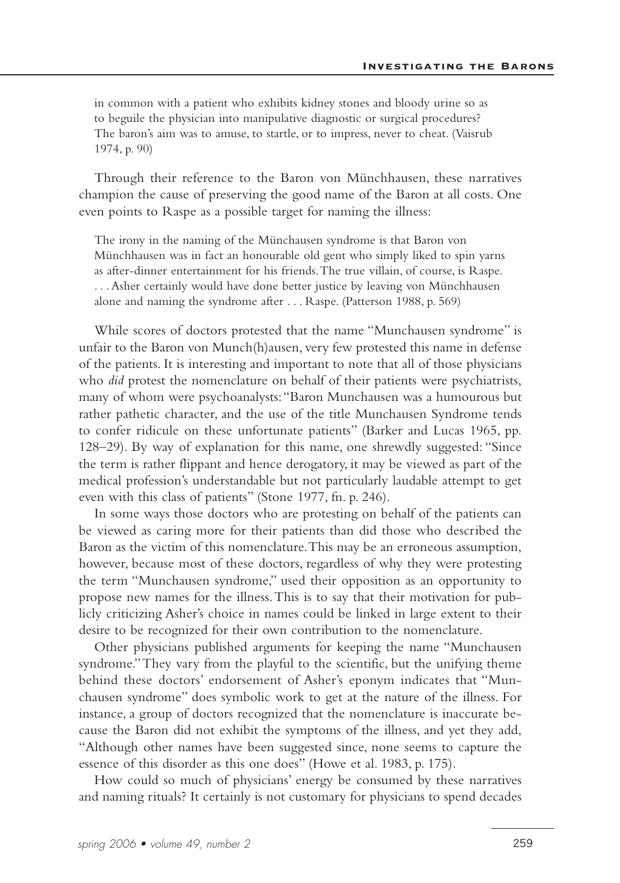> in common with a patient who exhibits kidney stones and bloody urine so as to beguile the physician into manipulative diagnostic or surgical procedures? The baron's aim was to amuse, to startle, or to impress, never to cheat. (Vaisrub 1974, p. 90)

Through their reference to the Baron von Münchhausen, these narratives champion the cause of preserving the good name of the Baron at all costs. One even points to Raspe as a possible target for naming the illness:

> The irony in the naming of the Münchausen syndrome is that Baron von Münchhausen was in fact an honourable old gent who simply liked to spin yarns as after-dinner entertainment for his friends. The true villain, of course, is Raspe. . . . Asher certainly would have done better justice by leaving von Münchhausen alone and naming the syndrome after . . . Raspe. (Patterson 1988, p. 569)

While scores of doctors protested that the name "Munchausen syndrome" is unfair to the Baron von Munch(h)ausen, very few protested this name in defense of the patients. It is interesting and important to note that all of those physicians who *did* protest the nomenclature on behalf of their patients were psychiatrists, many of whom were psychoanalysts: "Baron Munchausen was a humourous but rather pathetic character, and the use of the title Munchausen Syndrome tends to confer ridicule on these unfortunate patients" (Barker and Lucas 1965, pp. 128–29). By way of explanation for this name, one shrewdly suggested: "Since the term is rather flippant and hence derogatory, it may be viewed as part of the medical profession's understandable but not particularly laudable attempt to get even with this class of patients" (Stone 1977, fn. p. 246).

In some ways those doctors who are protesting on behalf of the patients can be viewed as caring more for their patients than did those who described the Baron as the victim of this nomenclature. This may be an erroneous assumption, however, because most of these doctors, regardless of why they were protesting the term "Munchausen syndrome," used their opposition as an opportunity to propose new names for the illness. This is to say that their motivation for publicly criticizing Asher's choice in names could be linked in large extent to their desire to be recognized for their own contribution to the nomenclature.

Other physicians published arguments for keeping the name "Munchausen syndrome." They vary from the playful to the scientific, but the unifying theme behind these doctors' endorsement of Asher's eponym indicates that "Munchausen syndrome" does symbolic work to get at the nature of the illness. For instance, a group of doctors recognized that the nomenclature is inaccurate because the Baron did not exhibit the symptoms of the illness, and yet they add, "Although other names have been suggested since, none seems to capture the essence of this disorder as this one does" (Howe et al. 1983, p. 175).

How could so much of physicians' energy be consumed by these narratives and naming rituals? It certainly is not customary for physicians to spend decades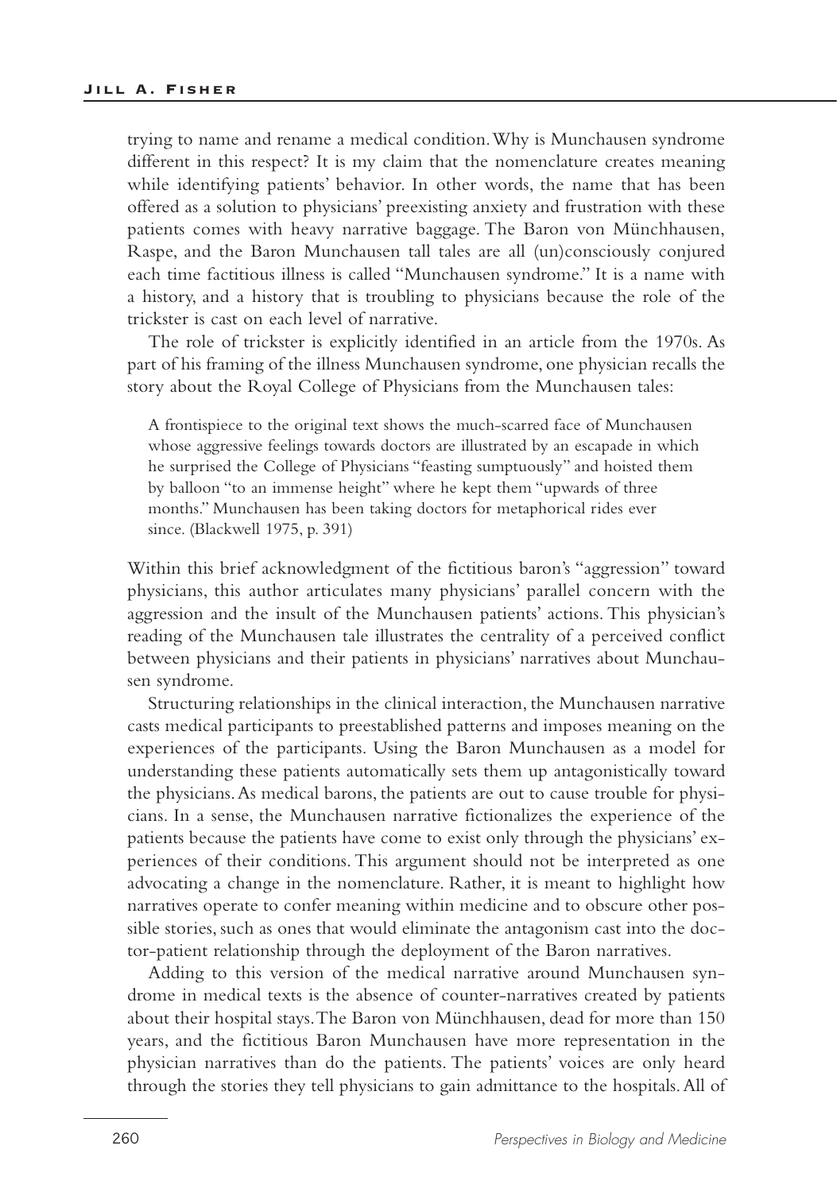trying to name and rename a medical condition. Why is Munchausen syndrome different in this respect? It is my claim that the nomenclature creates meaning while identifying patients' behavior. In other words, the name that has been offered as a solution to physicians' preexisting anxiety and frustration with these patients comes with heavy narrative baggage. The Baron von Münchhausen, Raspe, and the Baron Munchausen tall tales are all (un)consciously conjured each time factitious illness is called "Munchausen syndrome." It is a name with a history, and a history that is troubling to physicians because the role of the trickster is cast on each level of narrative.

The role of trickster is explicitly identified in an article from the 1970s. As part of his framing of the illness Munchausen syndrome, one physician recalls the story about the Royal College of Physicians from the Munchausen tales:

> A frontispiece to the original text shows the much-scarred face of Munchausen whose aggressive feelings towards doctors are illustrated by an escapade in which he surprised the College of Physicians "feasting sumptuously" and hoisted them by balloon "to an immense height" where he kept them "upwards of three months." Munchausen has been taking doctors for metaphorical rides ever since. (Blackwell 1975, p. 391)

Within this brief acknowledgment of the fictitious baron's "aggression" toward physicians, this author articulates many physicians' parallel concern with the aggression and the insult of the Munchausen patients' actions. This physician's reading of the Munchausen tale illustrates the centrality of a perceived conflict between physicians and their patients in physicians' narratives about Munchausen syndrome.

Structuring relationships in the clinical interaction, the Munchausen narrative casts medical participants to preestablished patterns and imposes meaning on the experiences of the participants. Using the Baron Munchausen as a model for understanding these patients automatically sets them up antagonistically toward the physicians. As medical barons, the patients are out to cause trouble for physicians. In a sense, the Munchausen narrative fictionalizes the experience of the patients because the patients have come to exist only through the physicians' experiences of their conditions. This argument should not be interpreted as one advocating a change in the nomenclature. Rather, it is meant to highlight how narratives operate to confer meaning within medicine and to obscure other possible stories, such as ones that would eliminate the antagonism cast into the doctor-patient relationship through the deployment of the Baron narratives.

Adding to this version of the medical narrative around Munchausen syndrome in medical texts is the absence of counter-narratives created by patients about their hospital stays. The Baron von Münchhausen, dead for more than 150 years, and the fictitious Baron Munchausen have more representation in the physician narratives than do the patients. The patients' voices are only heard through the stories they tell physicians to gain admittance to the hospitals. All of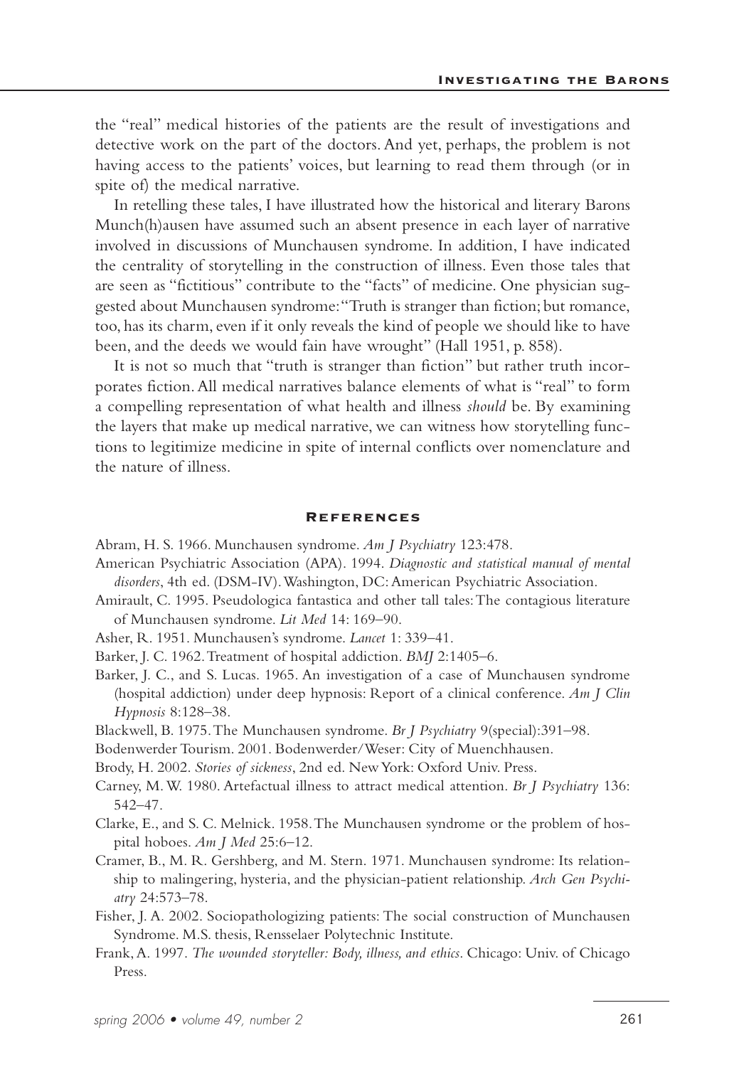the "real" medical histories of the patients are the result of investigations and detective work on the part of the doctors. And yet, perhaps, the problem is not having access to the patients' voices, but learning to read them through (or in spite of) the medical narrative.

In retelling these tales, I have illustrated how the historical and literary Barons Munch(h)ausen have assumed such an absent presence in each layer of narrative involved in discussions of Munchausen syndrome. In addition, I have indicated the centrality of storytelling in the construction of illness. Even those tales that are seen as "fictitious" contribute to the "facts" of medicine. One physician suggested about Munchausen syndrome: "Truth is stranger than fiction; but romance, too, has its charm, even if it only reveals the kind of people we should like to have been, and the deeds we would fain have wrought" (Hall 1951, p. 858).

It is not so much that "truth is stranger than fiction" but rather truth incorporates fiction. All medical narratives balance elements of what is "real" to form a compelling representation of what health and illness *should* be. By examining the layers that make up medical narrative, we can witness how storytelling functions to legitimize medicine in spite of internal conflicts over nomenclature and the nature of illness.

## References

Abram, H. S. 1966. Munchausen syndrome. *Am J Psychiatry* 123:478.

American Psychiatric Association (APA). 1994. *Diagnostic and statistical manual of mental disorders*, 4th ed. (DSM-IV). Washington, DC: American Psychiatric Association.

Amirault, C. 1995. Pseudologica fantastica and other tall tales: The contagious literature of Munchausen syndrome. *Lit Med* 14: 169–90.

Asher, R. 1951. Munchausen's syndrome. *Lancet* 1: 339–41.

Barker, J. C. 1962. Treatment of hospital addiction. *BMJ* 2:1405–6.

Barker, J. C., and S. Lucas. 1965. An investigation of a case of Munchausen syndrome (hospital addiction) under deep hypnosis: Report of a clinical conference. *Am J Clin Hypnosis* 8:128–38.

Blackwell, B. 1975. The Munchausen syndrome. *Br J Psychiatry* 9(special):391–98.

Bodenwerder Tourism. 2001. Bodenwerder/Weser: City of Muenchhausen.

Brody, H. 2002. *Stories of sickness*, 2nd ed. New York: Oxford Univ. Press.

Carney, M. W. 1980. Artefactual illness to attract medical attention. *Br J Psychiatry* 136: 542–47.

Clarke, E., and S. C. Melnick. 1958. The Munchausen syndrome or the problem of hospital hoboes. *Am J Med* 25:6–12.

Cramer, B., M. R. Gershberg, and M. Stern. 1971. Munchausen syndrome: Its relationship to malingering, hysteria, and the physician-patient relationship. *Arch Gen Psychiatry* 24:573–78.

Fisher, J. A. 2002. Sociopathologizing patients: The social construction of Munchausen Syndrome. M.S. thesis, Rensselaer Polytechnic Institute.

Frank, A. 1997. *The wounded storyteller: Body, illness, and ethics*. Chicago: Univ. of Chicago Press.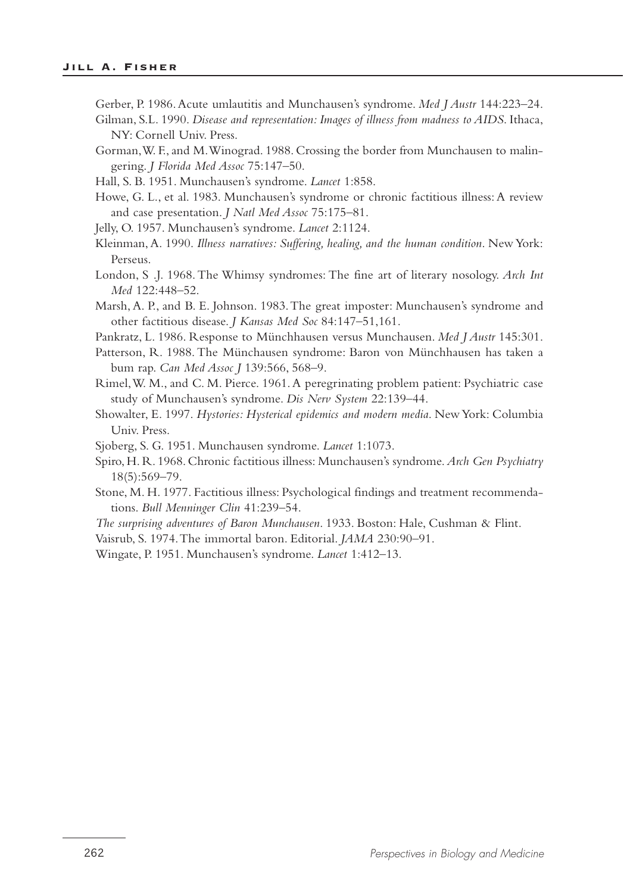Gerber, P. 1986. Acute umlautitis and Munchausen's syndrome. *Med J Austr* 144:223–24.

Gilman, S.L. 1990. *Disease and representation: Images of illness from madness to AIDS*. Ithaca, NY: Cornell Univ. Press.

Gorman, W. F., and M. Winograd. 1988. Crossing the border from Munchausen to malingering. *J Florida Med Assoc* 75:147–50.

Hall, S. B. 1951. Munchausen's syndrome. *Lancet* 1:858.

Howe, G. L., et al. 1983. Munchausen's syndrome or chronic factitious illness: A review and case presentation. *J Natl Med Assoc* 75:175–81.

Jelly, O. 1957. Munchausen's syndrome. *Lancet* 2:1124.

Kleinman, A. 1990. *Illness narratives: Suffering, healing, and the human condition*. New York: Perseus.

London, S .J. 1968. The Whimsy syndromes: The fine art of literary nosology. *Arch Int Med* 122:448–52.

Marsh, A. P., and B. E. Johnson. 1983. The great imposter: Munchausen's syndrome and other factitious disease. *J Kansas Med Soc* 84:147–51,161.

Pankratz, L. 1986. Response to Münchhausen versus Munchausen. *Med J Austr* 145:301.

Patterson, R. 1988. The Münchausen syndrome: Baron von Münchhausen has taken a bum rap. *Can Med Assoc J* 139:566, 568–9.

Rimel, W. M., and C. M. Pierce. 1961. A peregrinating problem patient: Psychiatric case study of Munchausen's syndrome. *Dis Nerv System* 22:139–44.

Showalter, E. 1997. *Hystories: Hysterical epidemics and modern media*. New York: Columbia Univ. Press.

Sjoberg, S. G. 1951. Munchausen syndrome. *Lancet* 1:1073.

Spiro, H. R. 1968. Chronic factitious illness: Munchausen's syndrome. *Arch Gen Psychiatry* 18(5):569–79.

Stone, M. H. 1977. Factitious illness: Psychological findings and treatment recommendations. *Bull Menninger Clin* 41:239–54.

*The surprising adventures of Baron Munchausen*. 1933. Boston: Hale, Cushman & Flint.

Vaisrub, S. 1974. The immortal baron. Editorial. *JAMA* 230:90–91.

Wingate, P. 1951. Munchausen's syndrome. *Lancet* 1:412–13.